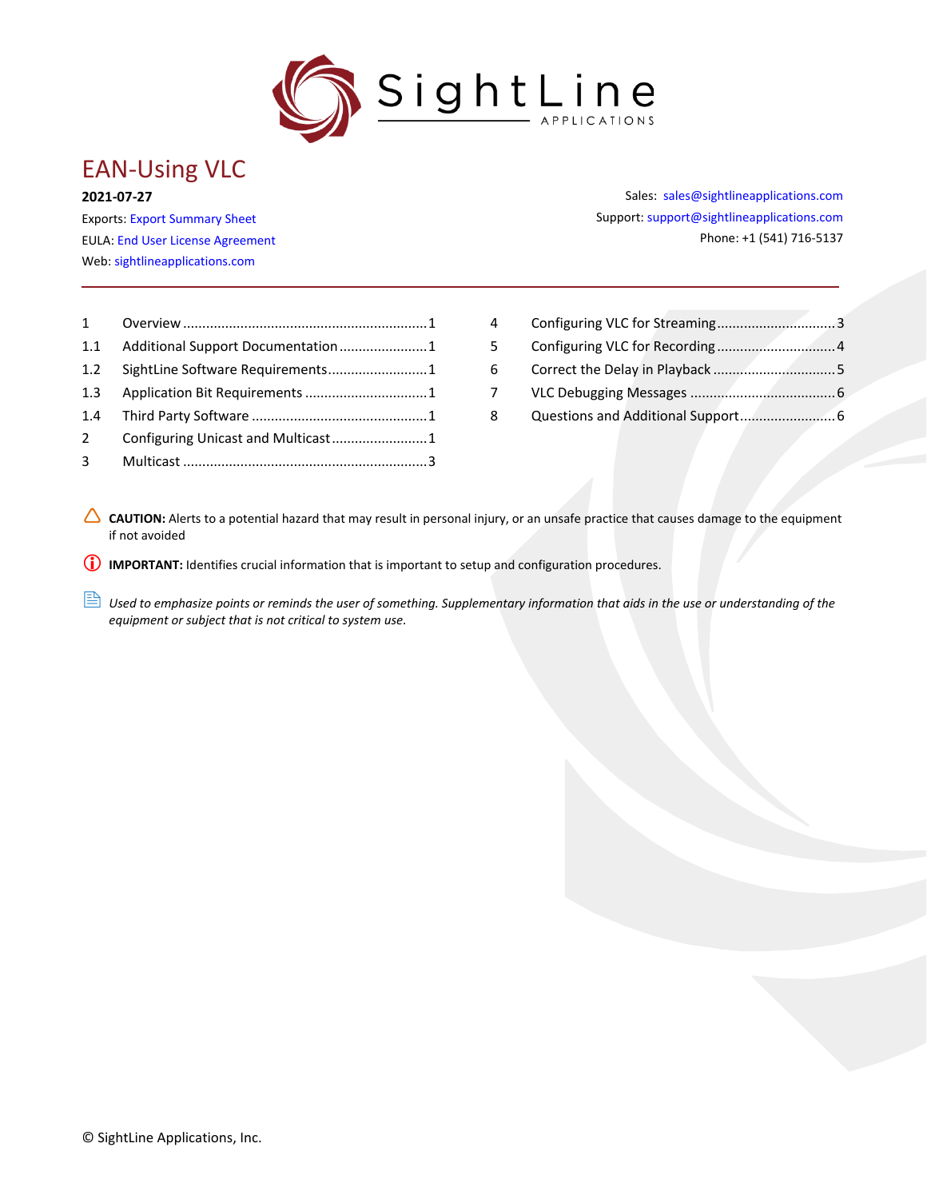# EAN-Using VLC

**2021-07-27**

Exports: Export Summary Sheet
EULA: End User License Agreement
Web: sightlineapplications.com

Sales: sales@sightlineapplications.com
Support: support@sightlineapplications.com
Phone: +1 (541) 716-5137

| | | |
|---|---|---|
| 1 | Overview | 1 |
| 1.1 | Additional Support Documentation | 1 |
| 1.2 | SightLine Software Requirements | 1 |
| 1.3 | Application Bit Requirements | 1 |
| 1.4 | Third Party Software | 1 |
| 2 | Configuring Unicast and Multicast | 1 |
| 3 | Multicast | 3 |
| 4 | Configuring VLC for Streaming | 3 |
| 5 | Configuring VLC for Recording | 4 |
| 6 | Correct the Delay in Playback | 5 |
| 7 | VLC Debugging Messages | 6 |
| 8 | Questions and Additional Support | 6 |

**CAUTION:** Alerts to a potential hazard that may result in personal injury, or an unsafe practice that causes damage to the equipment if not avoided

**IMPORTANT:** Identifies crucial information that is important to setup and configuration procedures.

*Used to emphasize points or reminds the user of something. Supplementary information that aids in the use or understanding of the equipment or subject that is not critical to system use.*

© SightLine Applications, Inc.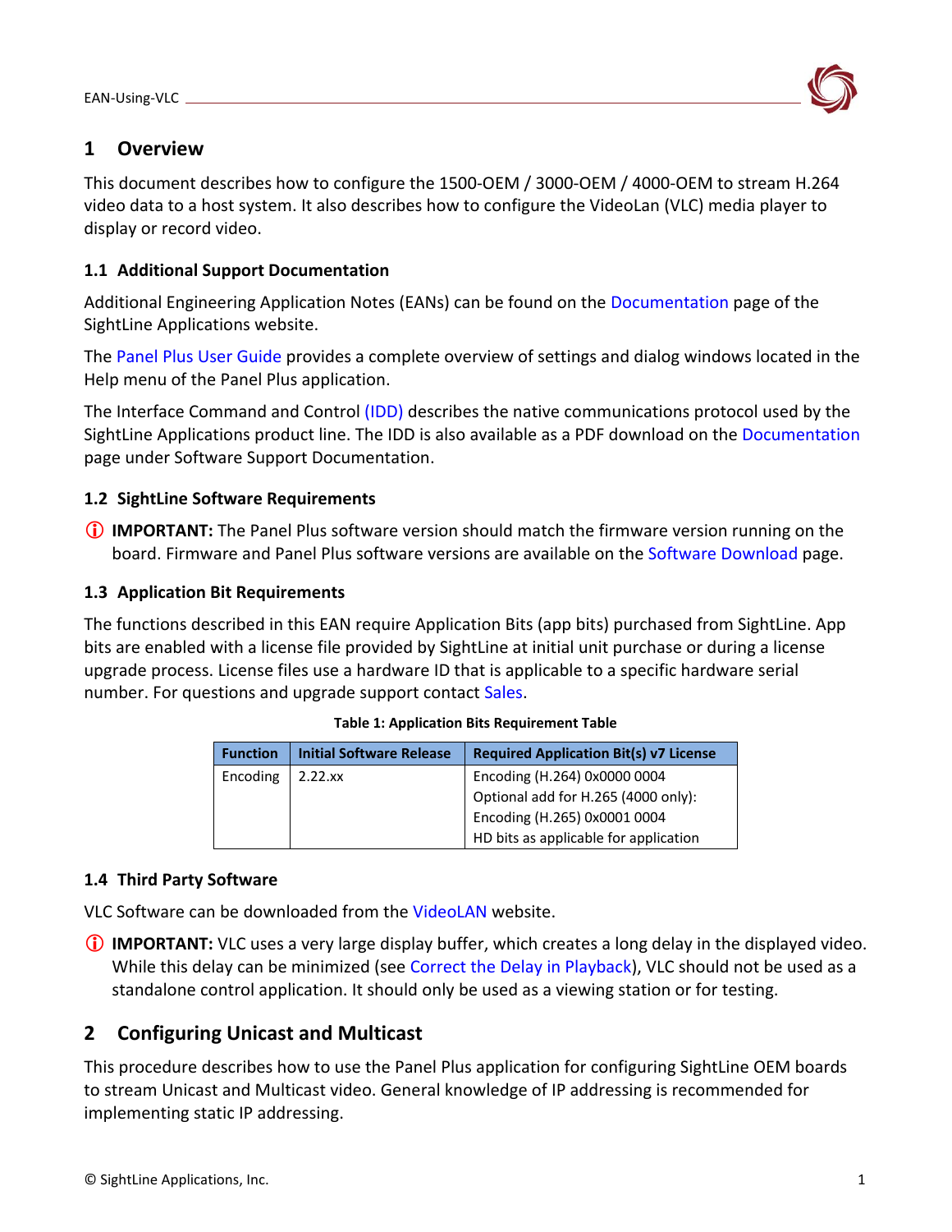# 1 Overview

This document describes how to configure the 1500-OEM / 3000-OEM / 4000-OEM to stream H.264 video data to a host system. It also describes how to configure the VideoLan (VLC) media player to display or record video.

## 1.1 Additional Support Documentation

Additional Engineering Application Notes (EANs) can be found on the Documentation page of the SightLine Applications website.

The Panel Plus User Guide provides a complete overview of settings and dialog windows located in the Help menu of the Panel Plus application.

The Interface Command and Control (IDD) describes the native communications protocol used by the SightLine Applications product line. The IDD is also available as a PDF download on the Documentation page under Software Support Documentation.

## 1.2 SightLine Software Requirements

ⓘ **IMPORTANT:** The Panel Plus software version should match the firmware version running on the board. Firmware and Panel Plus software versions are available on the Software Download page.

## 1.3 Application Bit Requirements

The functions described in this EAN require Application Bits (app bits) purchased from SightLine. App bits are enabled with a license file provided by SightLine at initial unit purchase or during a license upgrade process. License files use a hardware ID that is applicable to a specific hardware serial number. For questions and upgrade support contact Sales.

**Table 1: Application Bits Requirement Table**

| Function | Initial Software Release | Required Application Bit(s) v7 License |
|---|---|---|
| Encoding | 2.22.xx | Encoding (H.264) 0x0000 0004<br>Optional add for H.265 (4000 only):<br>Encoding (H.265) 0x0001 0004<br>HD bits as applicable for application |

## 1.4 Third Party Software

VLC Software can be downloaded from the VideoLAN website.

ⓘ **IMPORTANT:** VLC uses a very large display buffer, which creates a long delay in the displayed video. While this delay can be minimized (see Correct the Delay in Playback), VLC should not be used as a standalone control application. It should only be used as a viewing station or for testing.

# 2 Configuring Unicast and Multicast

This procedure describes how to use the Panel Plus application for configuring SightLine OEM boards to stream Unicast and Multicast video. General knowledge of IP addressing is recommended for implementing static IP addressing.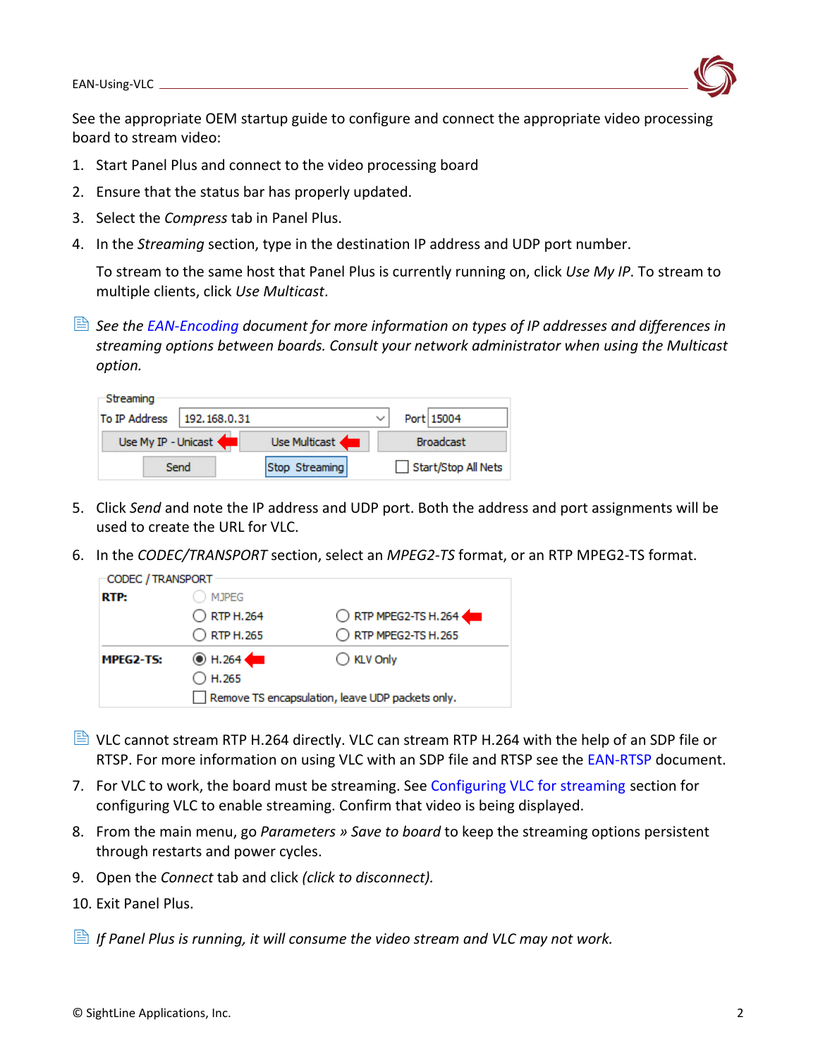See the appropriate OEM startup guide to configure and connect the appropriate video processing board to stream video:

1. Start Panel Plus and connect to the video processing board
2. Ensure that the status bar has properly updated.
3. Select the *Compress* tab in Panel Plus.
4. In the *Streaming* section, type in the destination IP address and UDP port number.

   To stream to the same host that Panel Plus is currently running on, click *Use My IP*. To stream to multiple clients, click *Use Multicast*.

*See the EAN-Encoding document for more information on types of IP addresses and differences in streaming options between boards. Consult your network administrator when using the Multicast option.*

5. Click *Send* and note the IP address and UDP port. Both the address and port assignments will be used to create the URL for VLC.
6. In the *CODEC/TRANSPORT* section, select an *MPEG2-TS* format, or an RTP MPEG2-TS format.

VLC cannot stream RTP H.264 directly. VLC can stream RTP H.264 with the help of an SDP file or RTSP. For more information on using VLC with an SDP file and RTSP see the EAN-RTSP document.

7. For VLC to work, the board must be streaming. See Configuring VLC for streaming section for configuring VLC to enable streaming. Confirm that video is being displayed.
8. From the main menu, go *Parameters » Save to board* to keep the streaming options persistent through restarts and power cycles.
9. Open the *Connect* tab and click *(click to disconnect)*.
10. Exit Panel Plus.

*If Panel Plus is running, it will consume the video stream and VLC may not work.*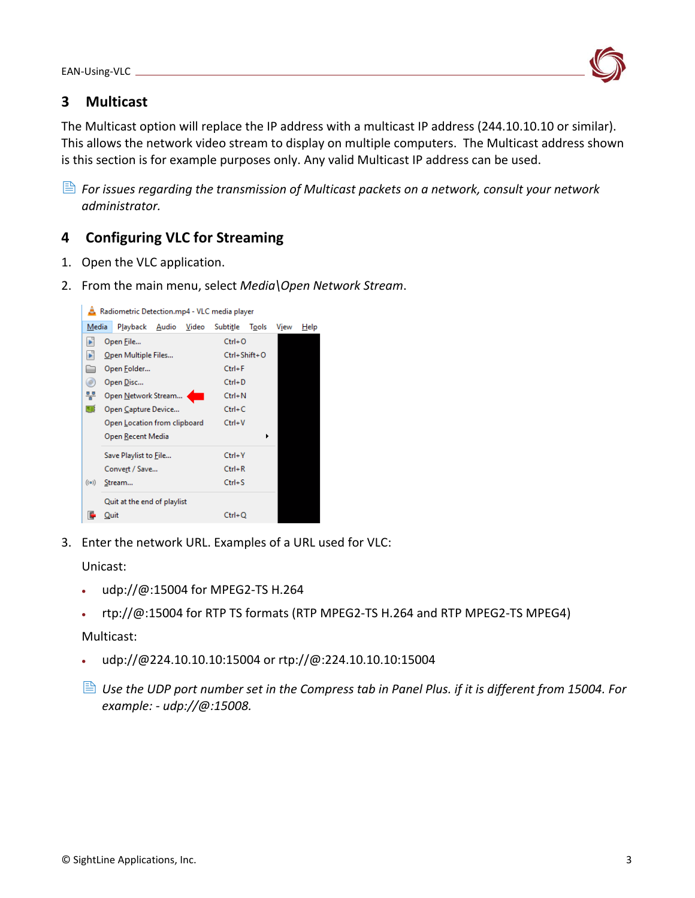## 3 Multicast

The Multicast option will replace the IP address with a multicast IP address (244.10.10.10 or similar). This allows the network video stream to display on multiple computers. The Multicast address shown is this section is for example purposes only. Any valid Multicast IP address can be used.

*For issues regarding the transmission of Multicast packets on a network, consult your network administrator.*

## 4 Configuring VLC for Streaming

1. Open the VLC application.
2. From the main menu, select *Media\Open Network Stream*.
3. Enter the network URL. Examples of a URL used for VLC:

   Unicast:

   - udp://@:15004 for MPEG2-TS H.264
   - rtp://@:15004 for RTP TS formats (RTP MPEG2-TS H.264 and RTP MPEG2-TS MPEG4)

   Multicast:

   - udp://@224.10.10.10:15004 or rtp://@:224.10.10.10:15004

   *Use the UDP port number set in the Compress tab in Panel Plus. if it is different from 15004. For example: - udp://@:15008.*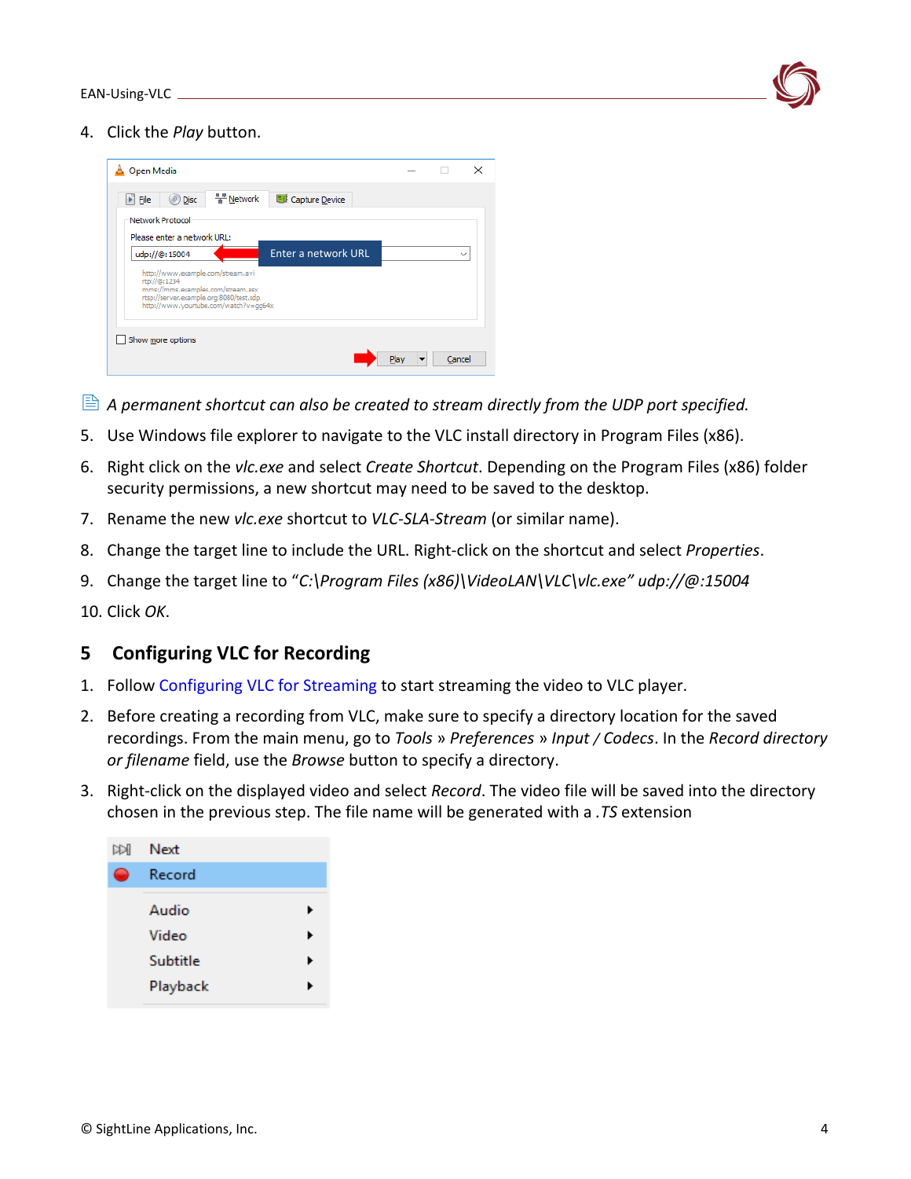4. Click the *Play* button.

*A permanent shortcut can also be created to stream directly from the UDP port specified.*

5. Use Windows file explorer to navigate to the VLC install directory in Program Files (x86).
6. Right click on the *vlc.exe* and select *Create Shortcut*. Depending on the Program Files (x86) folder security permissions, a new shortcut may need to be saved to the desktop.
7. Rename the new *vlc.exe* shortcut to *VLC-SLA-Stream* (or similar name).
8. Change the target line to include the URL. Right-click on the shortcut and select *Properties*.
9. Change the target line to “*C:\Program Files (x86)\VideoLAN\VLC\vlc.exe” udp://@:15004*
10. Click *OK*.

## 5 Configuring VLC for Recording

1. Follow Configuring VLC for Streaming to start streaming the video to VLC player.
2. Before creating a recording from VLC, make sure to specify a directory location for the saved recordings. From the main menu, go to *Tools* » *Preferences* » *Input / Codecs*. In the *Record directory or filename* field, use the *Browse* button to specify a directory.
3. Right-click on the displayed video and select *Record*. The video file will be saved into the directory chosen in the previous step. The file name will be generated with a *.TS* extension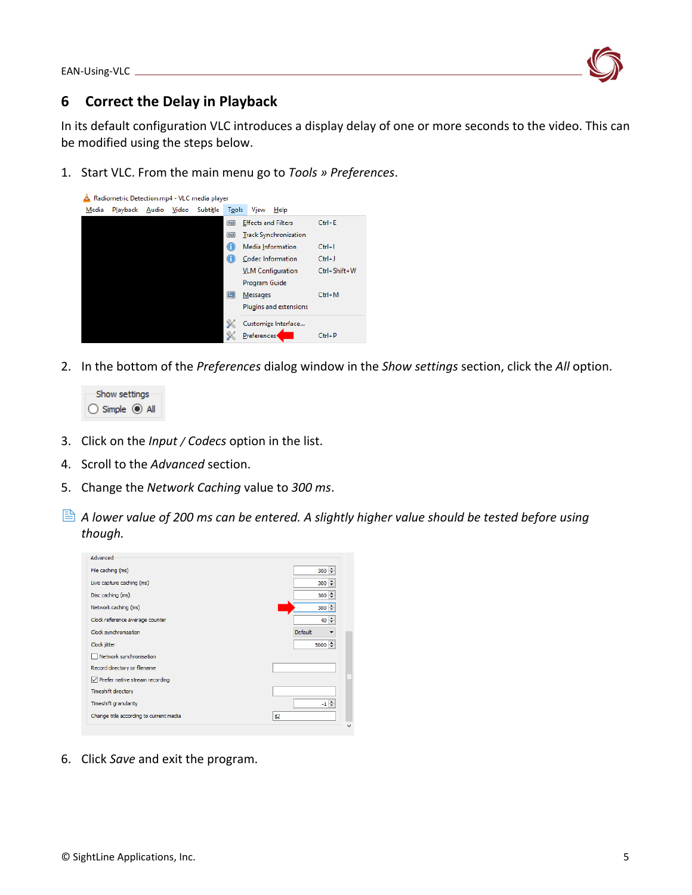## 6 Correct the Delay in Playback

In its default configuration VLC introduces a display delay of one or more seconds to the video. This can be modified using the steps below.

1. Start VLC. From the main menu go to *Tools » Preferences*.

2. In the bottom of the *Preferences* dialog window in the *Show settings* section, click the *All* option.

3. Click on the *Input / Codecs* option in the list.
4. Scroll to the *Advanced* section.
5. Change the *Network Caching* value to *300 ms*.

*A lower value of 200 ms can be entered. A slightly higher value should be tested before using though.*

6. Click *Save* and exit the program.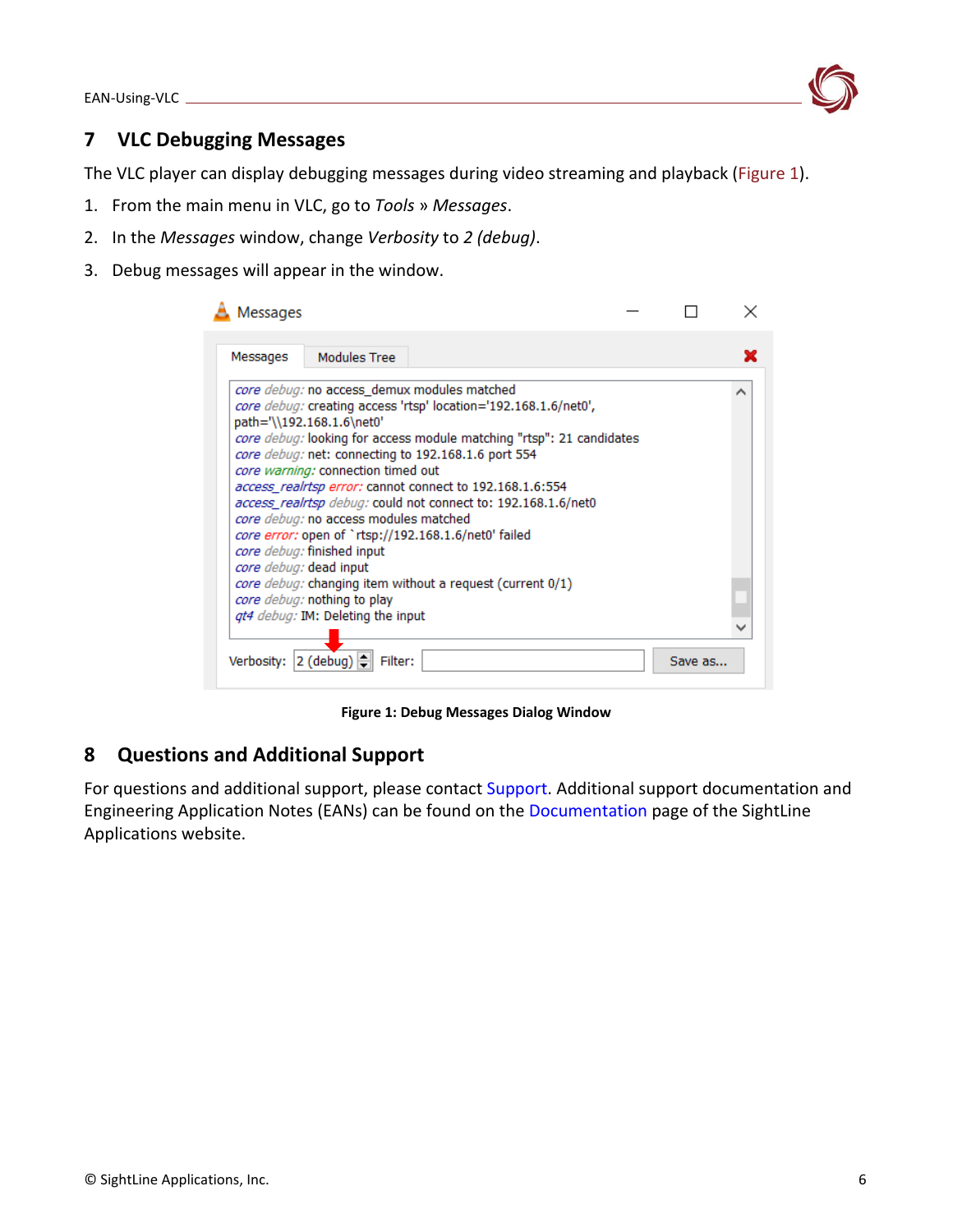## 7 VLC Debugging Messages

The VLC player can display debugging messages during video streaming and playback (Figure 1).

1. From the main menu in VLC, go to *Tools* » *Messages*.
2. In the *Messages* window, change *Verbosity* to *2 (debug)*.
3. Debug messages will appear in the window.

**Figure 1: Debug Messages Dialog Window**

## 8 Questions and Additional Support

For questions and additional support, please contact Support. Additional support documentation and Engineering Application Notes (EANs) can be found on the Documentation page of the SightLine Applications website.